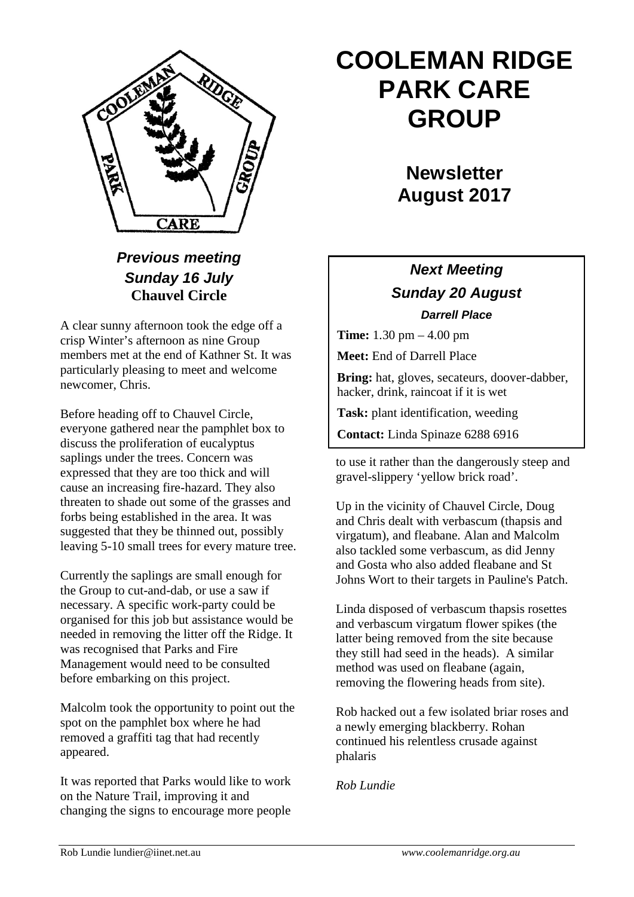# COOLEMAN RIDGE PARK CARE GROUP

## Newsletter August 2017

### *Next Meeting*

### *Sunday 20 August*

***Darrell Place***

**Time:** 1.30 pm – 4.00 pm

**Meet:** End of Darrell Place

**Bring:** hat, gloves, secateurs, doover-dabber, hacker, drink, raincoat if it is wet

**Task:** plant identification, weeding

**Contact:** Linda Spinaze 6288 6916

### *Previous meeting*
### *Sunday 16 July*
**Chauvel Circle**

A clear sunny afternoon took the edge off a crisp Winter's afternoon as nine Group members met at the end of Kathner St. It was particularly pleasing to meet and welcome newcomer, Chris.

Before heading off to Chauvel Circle, everyone gathered near the pamphlet box to discuss the proliferation of eucalyptus saplings under the trees. Concern was expressed that they are too thick and will cause an increasing fire-hazard. They also threaten to shade out some of the grasses and forbs being established in the area. It was suggested that they be thinned out, possibly leaving 5-10 small trees for every mature tree.

Currently the saplings are small enough for the Group to cut-and-dab, or use a saw if necessary. A specific work-party could be organised for this job but assistance would be needed in removing the litter off the Ridge. It was recognised that Parks and Fire Management would need to be consulted before embarking on this project.

Malcolm took the opportunity to point out the spot on the pamphlet box where he had removed a graffiti tag that had recently appeared.

It was reported that Parks would like to work on the Nature Trail, improving it and changing the signs to encourage more people to use it rather than the dangerously steep and gravel-slippery 'yellow brick road'.

Up in the vicinity of Chauvel Circle, Doug and Chris dealt with verbascum (thapsis and virgatum), and fleabane. Alan and Malcolm also tackled some verbascum, as did Jenny and Gosta who also added fleabane and St Johns Wort to their targets in Pauline's Patch.

Linda disposed of verbascum thapsis rosettes and verbascum virgatum flower spikes (the latter being removed from the site because they still had seed in the heads). A similar method was used on fleabane (again, removing the flowering heads from site).

Rob hacked out a few isolated briar roses and a newly emerging blackberry. Rohan continued his relentless crusade against phalaris

*Rob Lundie*

Rob Lundie lundier@iinet.net.au *www.coolemanridge.org.au*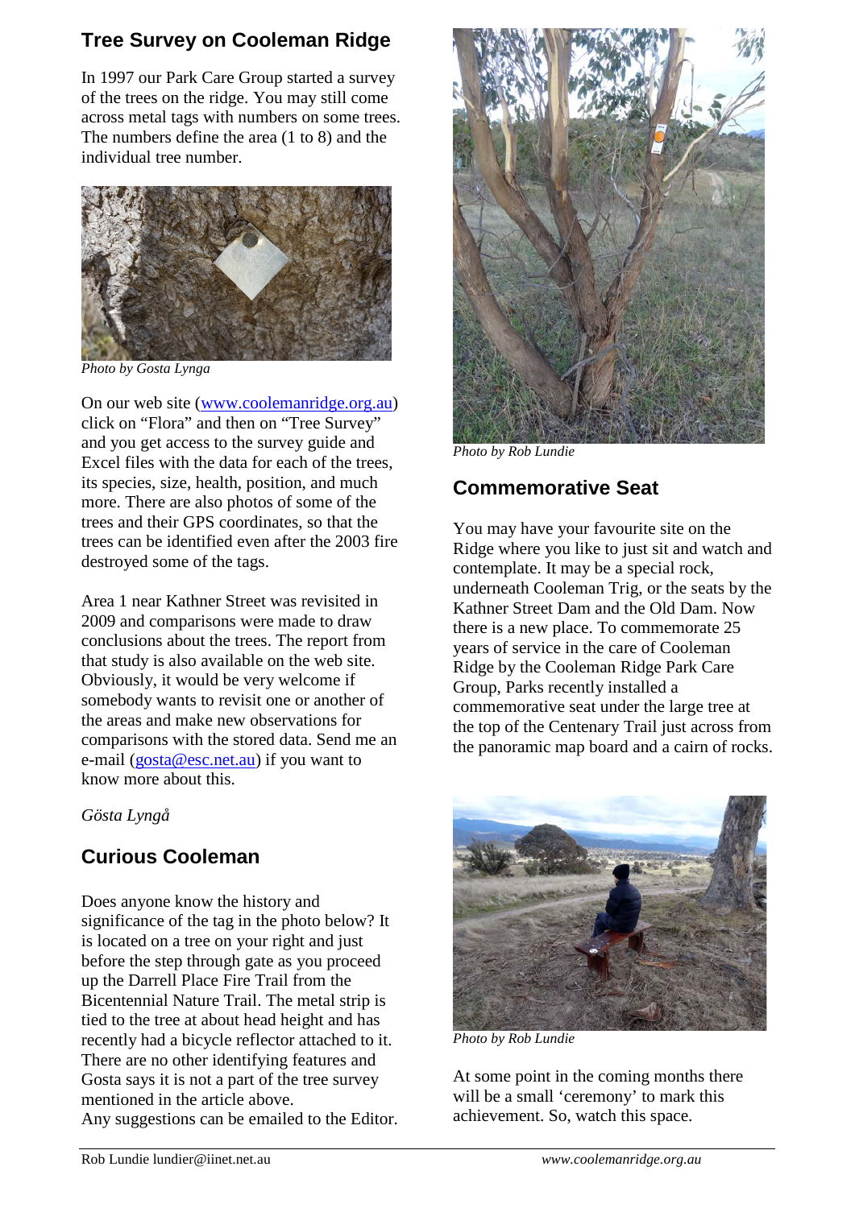## Tree Survey on Cooleman Ridge

In 1997 our Park Care Group started a survey of the trees on the ridge. You may still come across metal tags with numbers on some trees. The numbers define the area (1 to 8) and the individual tree number.

*Photo by Gosta Lynga*

On our web site (www.coolemanridge.org.au) click on "Flora" and then on "Tree Survey" and you get access to the survey guide and Excel files with the data for each of the trees, its species, size, health, position, and much more. There are also photos of some of the trees and their GPS coordinates, so that the trees can be identified even after the 2003 fire destroyed some of the tags.

Area 1 near Kathner Street was revisited in 2009 and comparisons were made to draw conclusions about the trees. The report from that study is also available on the web site. Obviously, it would be very welcome if somebody wants to revisit one or another of the areas and make new observations for comparisons with the stored data. Send me an e-mail (gosta@esc.net.au) if you want to know more about this.

*Gösta Lyngå*

## Curious Cooleman

Does anyone know the history and significance of the tag in the photo below? It is located on a tree on your right and just before the step through gate as you proceed up the Darrell Place Fire Trail from the Bicentennial Nature Trail. The metal strip is tied to the tree at about head height and has recently had a bicycle reflector attached to it. There are no other identifying features and Gosta says it is not a part of the tree survey mentioned in the article above.

Any suggestions can be emailed to the Editor.

*Photo by Rob Lundie*

## Commemorative Seat

You may have your favourite site on the Ridge where you like to just sit and watch and contemplate. It may be a special rock, underneath Cooleman Trig, or the seats by the Kathner Street Dam and the Old Dam. Now there is a new place. To commemorate 25 years of service in the care of Cooleman Ridge by the Cooleman Ridge Park Care Group, Parks recently installed a commemorative seat under the large tree at the top of the Centenary Trail just across from the panoramic map board and a cairn of rocks.

*Photo by Rob Lundie*

At some point in the coming months there will be a small 'ceremony' to mark this achievement. So, watch this space.

Rob Lundie lundier@iinet.net.au